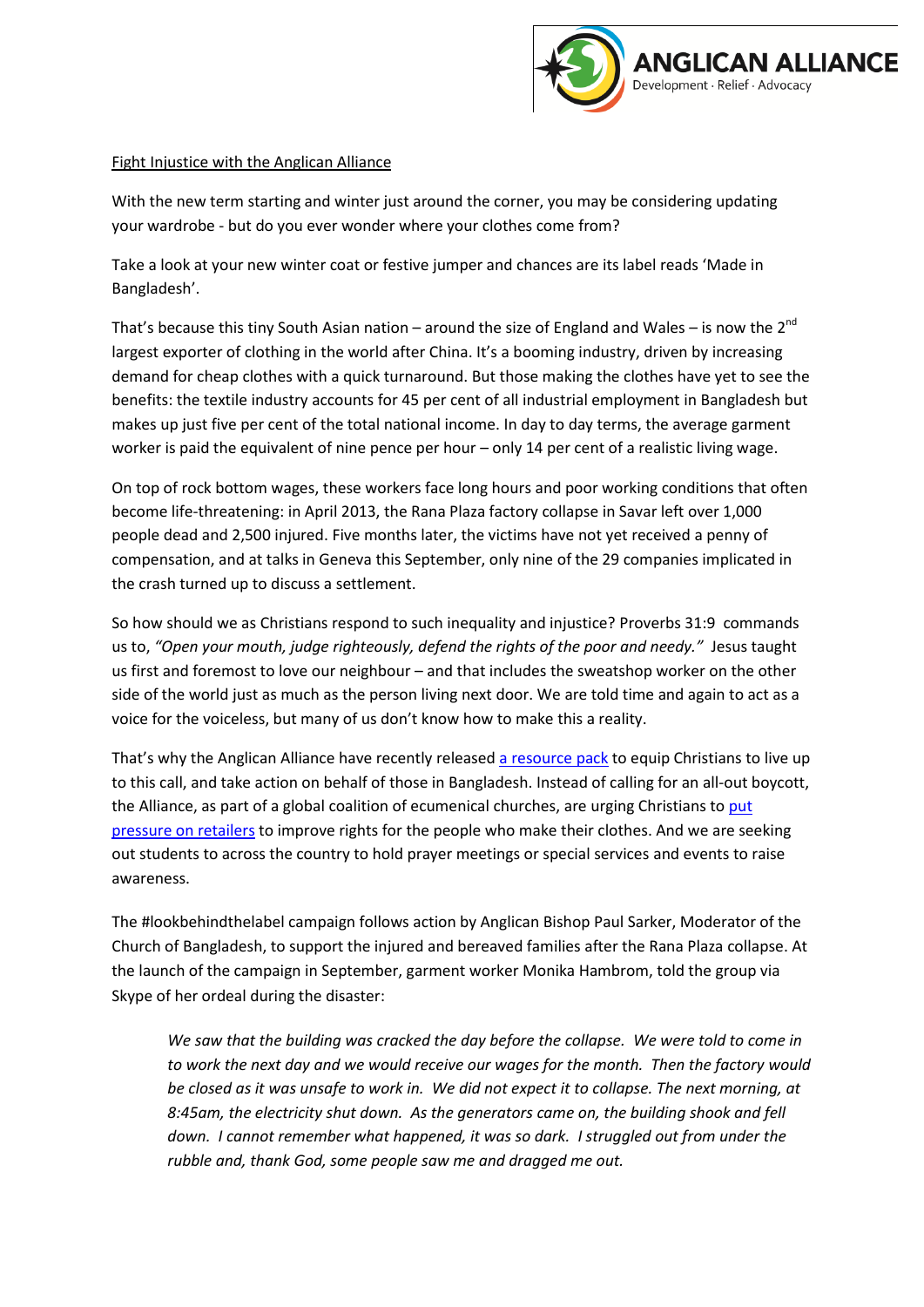Fight Injustice with the Anglican Alliance

With the new term starting and winter just around the corner, you may be considering updating your wardrobe - but do you ever wonder where your clothes come from?

Take a look at your new winter coat or festive jumper and chances are its label reads 'Made in Bangladesh'.

That's because this tiny South Asian nation – around the size of England and Wales – is now the 2nd largest exporter of clothing in the world after China. It's a booming industry, driven by increasing demand for cheap clothes with a quick turnaround. But those making the clothes have yet to see the benefits: the textile industry accounts for 45 per cent of all industrial employment in Bangladesh but makes up just five per cent of the total national income. In day to day terms, the average garment worker is paid the equivalent of nine pence per hour – only 14 per cent of a realistic living wage.

On top of rock bottom wages, these workers face long hours and poor working conditions that often become life-threatening: in April 2013, the Rana Plaza factory collapse in Savar left over 1,000 people dead and 2,500 injured. Five months later, the victims have not yet received a penny of compensation, and at talks in Geneva this September, only nine of the 29 companies implicated in the crash turned up to discuss a settlement.

So how should we as Christians respond to such inequality and injustice? Proverbs 31:9 commands us to, *"Open your mouth, judge righteously, defend the rights of the poor and needy."* Jesus taught us first and foremost to love our neighbour – and that includes the sweatshop worker on the other side of the world just as much as the person living next door. We are told time and again to act as a voice for the voiceless, but many of us don't know how to make this a reality.

That's why the Anglican Alliance have recently released a resource pack to equip Christians to live up to this call, and take action on behalf of those in Bangladesh. Instead of calling for an all-out boycott, the Alliance, as part of a global coalition of ecumenical churches, are urging Christians to put pressure on retailers to improve rights for the people who make their clothes. And we are seeking out students to across the country to hold prayer meetings or special services and events to raise awareness.

The #lookbehindthelabel campaign follows action by Anglican Bishop Paul Sarker, Moderator of the Church of Bangladesh, to support the injured and bereaved families after the Rana Plaza collapse. At the launch of the campaign in September, garment worker Monika Hambrom, told the group via Skype of her ordeal during the disaster:

> *We saw that the building was cracked the day before the collapse. We were told to come in to work the next day and we would receive our wages for the month. Then the factory would be closed as it was unsafe to work in. We did not expect it to collapse. The next morning, at 8:45am, the electricity shut down. As the generators came on, the building shook and fell down. I cannot remember what happened, it was so dark. I struggled out from under the rubble and, thank God, some people saw me and dragged me out.*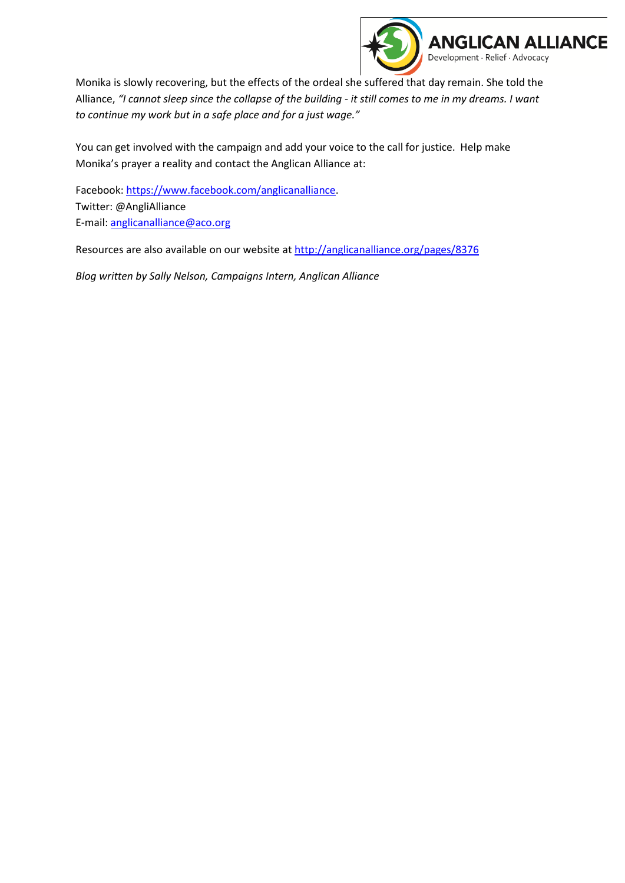Monika is slowly recovering, but the effects of the ordeal she suffered that day remain. She told the Alliance, *"I cannot sleep since the collapse of the building - it still comes to me in my dreams. I want to continue my work but in a safe place and for a just wage."*

You can get involved with the campaign and add your voice to the call for justice. Help make Monika's prayer a reality and contact the Anglican Alliance at:

Facebook: https://www.facebook.com/anglicanalliance.
Twitter: @AngliAlliance
E-mail: anglicanalliance@aco.org

Resources are also available on our website at http://anglicanalliance.org/pages/8376

*Blog written by Sally Nelson, Campaigns Intern, Anglican Alliance*